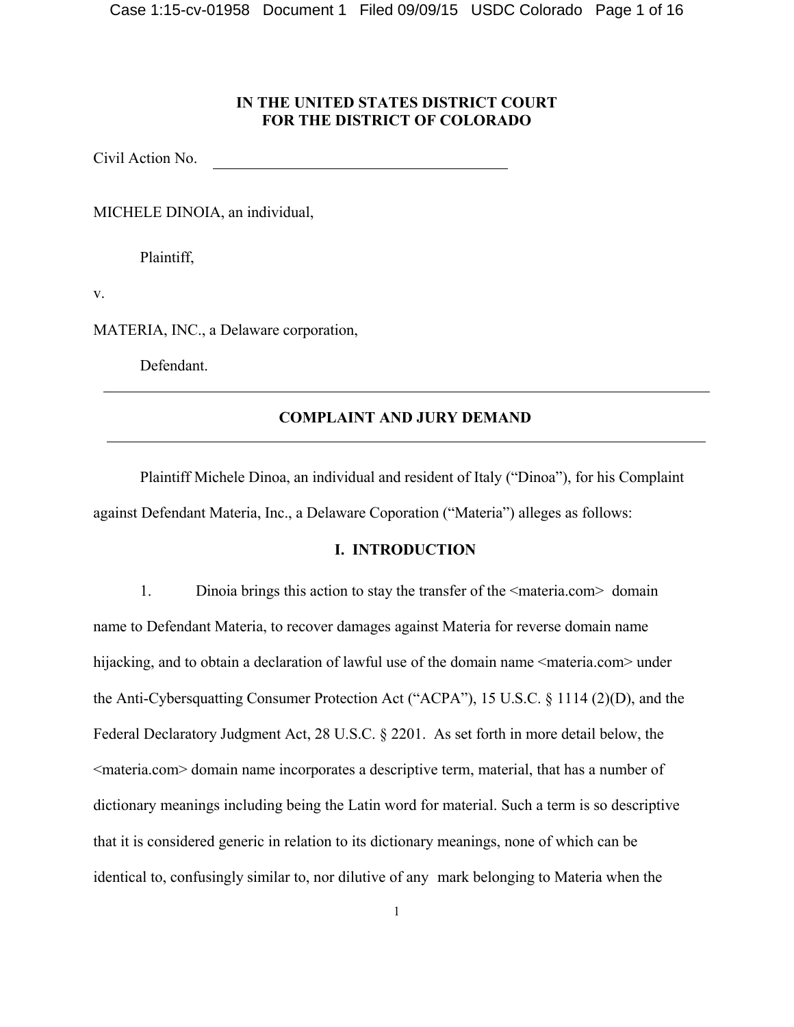**IN THE UNITED STATES DISTRICT COURT**
**FOR THE DISTRICT OF COLORADO**

Civil Action No. \_\_\_\_\_\_\_\_\_\_\_\_\_\_\_\_\_\_\_\_\_\_\_\_\_\_\_\_\_\_\_\_\_\_\_\_\_\_\_\_

MICHELE DINOIA, an individual,

Plaintiff,

v.

MATERIA, INC., a Delaware corporation,

Defendant.

---

## COMPLAINT AND JURY DEMAND

---

Plaintiff Michele Dinoa, an individual and resident of Italy ("Dinoa"), for his Complaint against Defendant Materia, Inc., a Delaware Coporation ("Materia") alleges as follows:

## I. INTRODUCTION

1. Dinoia brings this action to stay the transfer of the <materia.com> domain name to Defendant Materia, to recover damages against Materia for reverse domain name hijacking, and to obtain a declaration of lawful use of the domain name <materia.com> under the Anti-Cybersquatting Consumer Protection Act ("ACPA"), 15 U.S.C. § 1114 (2)(D), and the Federal Declaratory Judgment Act, 28 U.S.C. § 2201. As set forth in more detail below, the <materia.com> domain name incorporates a descriptive term, material, that has a number of dictionary meanings including being the Latin word for material. Such a term is so descriptive that it is considered generic in relation to its dictionary meanings, none of which can be identical to, confusingly similar to, nor dilutive of any mark belonging to Materia when the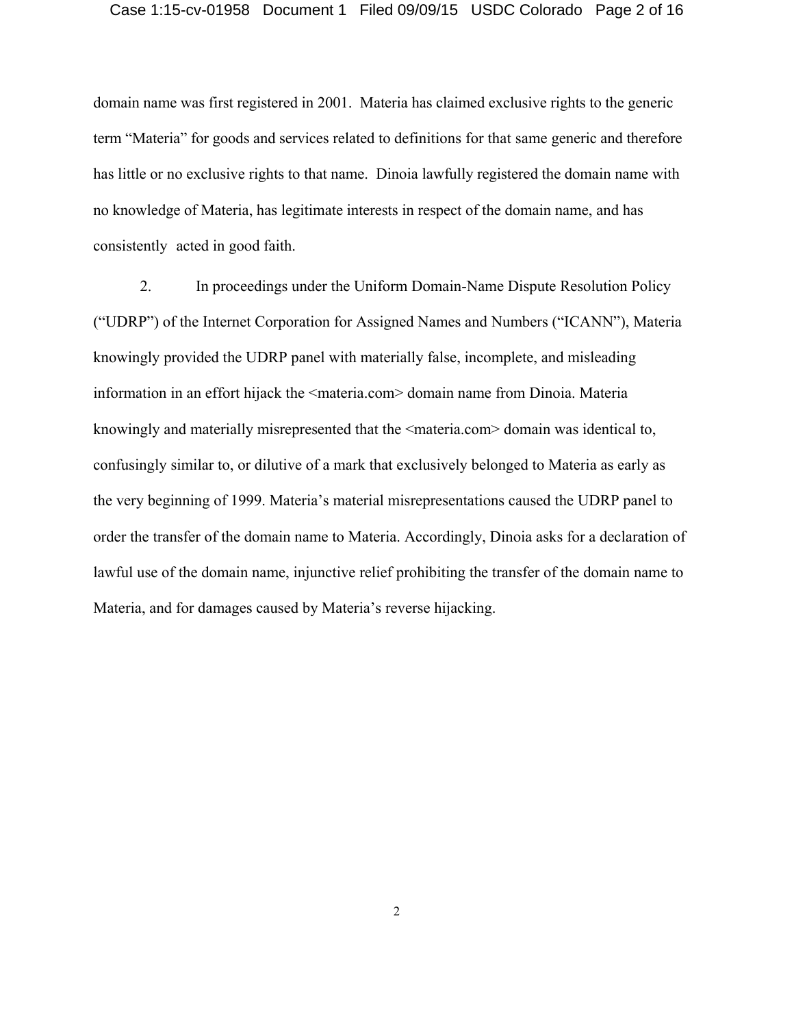domain name was first registered in 2001. Materia has claimed exclusive rights to the generic term "Materia" for goods and services related to definitions for that same generic and therefore has little or no exclusive rights to that name. Dinoia lawfully registered the domain name with no knowledge of Materia, has legitimate interests in respect of the domain name, and has consistently acted in good faith.

2. In proceedings under the Uniform Domain-Name Dispute Resolution Policy ("UDRP") of the Internet Corporation for Assigned Names and Numbers ("ICANN"), Materia knowingly provided the UDRP panel with materially false, incomplete, and misleading information in an effort hijack the <materia.com> domain name from Dinoia. Materia knowingly and materially misrepresented that the <materia.com> domain was identical to, confusingly similar to, or dilutive of a mark that exclusively belonged to Materia as early as the very beginning of 1999. Materia's material misrepresentations caused the UDRP panel to order the transfer of the domain name to Materia. Accordingly, Dinoia asks for a declaration of lawful use of the domain name, injunctive relief prohibiting the transfer of the domain name to Materia, and for damages caused by Materia's reverse hijacking.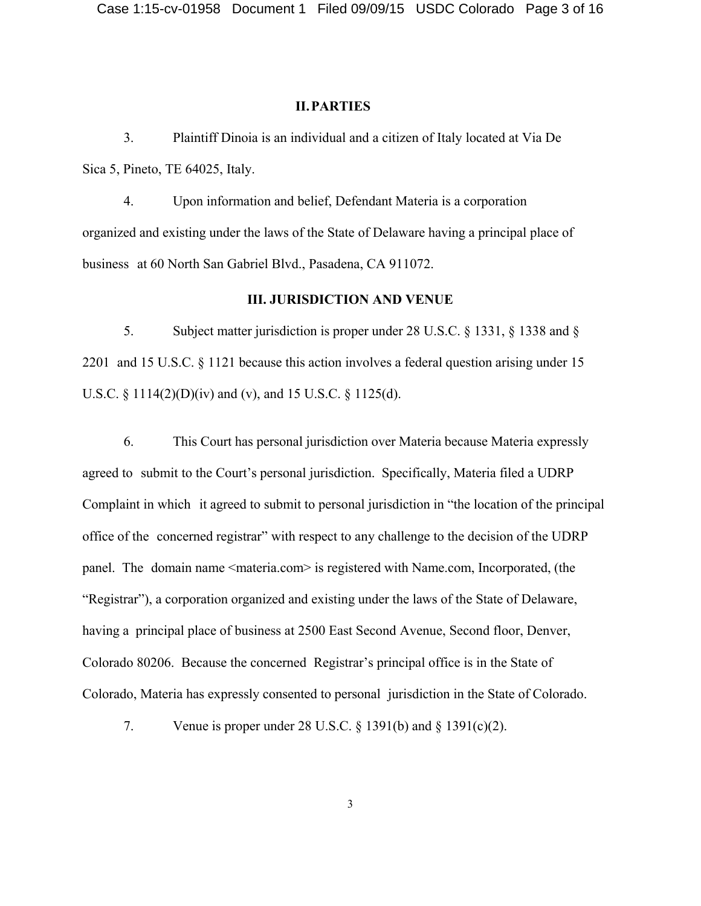## II. PARTIES

3. Plaintiff Dinoia is an individual and a citizen of Italy located at Via De Sica 5, Pineto, TE 64025, Italy.

4. Upon information and belief, Defendant Materia is a corporation organized and existing under the laws of the State of Delaware having a principal place of business at 60 North San Gabriel Blvd., Pasadena, CA 911072.

## III. JURISDICTION AND VENUE

5. Subject matter jurisdiction is proper under 28 U.S.C. § 1331, § 1338 and § 2201 and 15 U.S.C. § 1121 because this action involves a federal question arising under 15 U.S.C. § 1114(2)(D)(iv) and (v), and 15 U.S.C. § 1125(d).

6. This Court has personal jurisdiction over Materia because Materia expressly agreed to submit to the Court's personal jurisdiction. Specifically, Materia filed a UDRP Complaint in which it agreed to submit to personal jurisdiction in "the location of the principal office of the concerned registrar" with respect to any challenge to the decision of the UDRP panel. The domain name <materia.com> is registered with Name.com, Incorporated, (the "Registrar"), a corporation organized and existing under the laws of the State of Delaware, having a principal place of business at 2500 East Second Avenue, Second floor, Denver, Colorado 80206. Because the concerned Registrar's principal office is in the State of Colorado, Materia has expressly consented to personal jurisdiction in the State of Colorado.

7. Venue is proper under 28 U.S.C. § 1391(b) and § 1391(c)(2).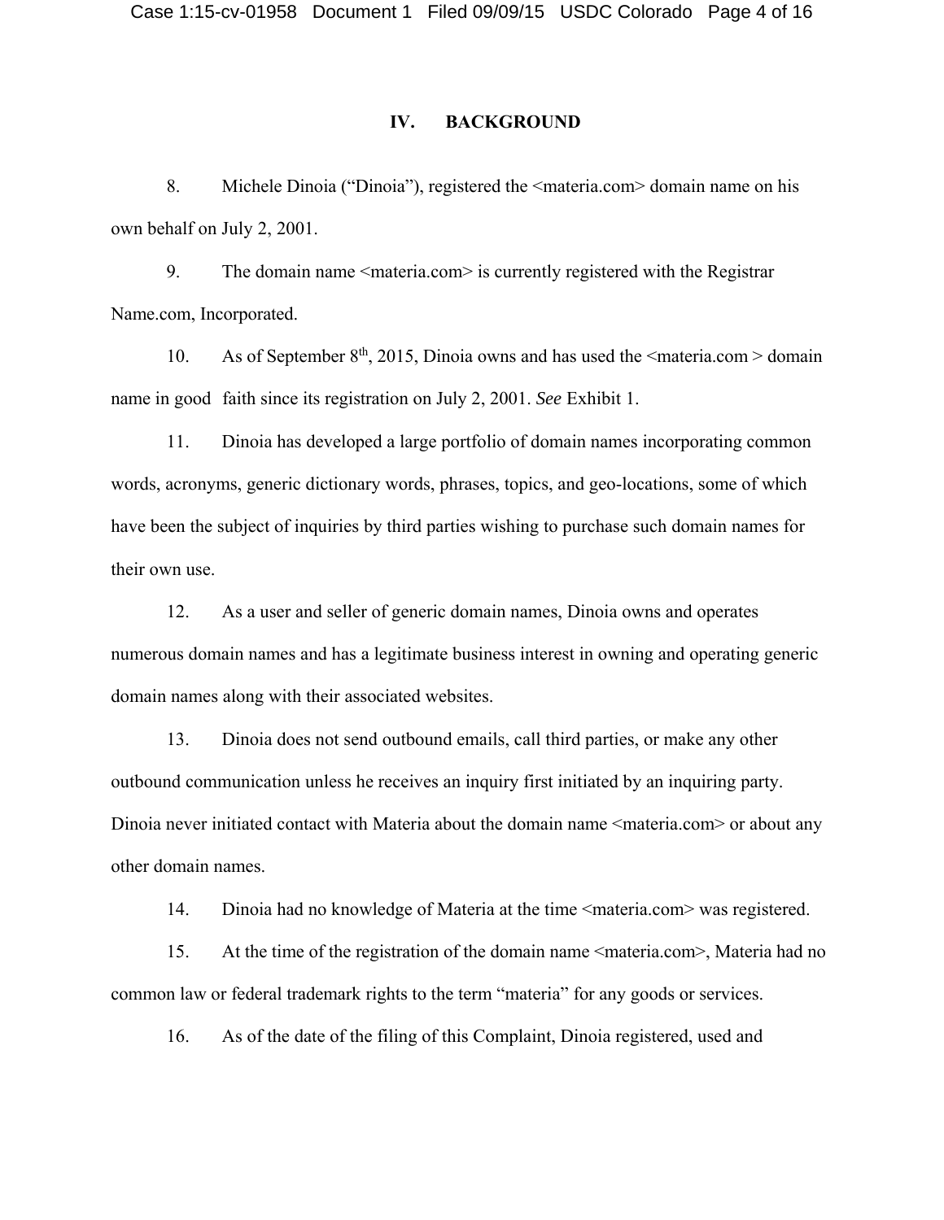## IV. BACKGROUND

8. Michele Dinoia ("Dinoia"), registered the <materia.com> domain name on his own behalf on July 2, 2001.

9. The domain name <materia.com> is currently registered with the Registrar Name.com, Incorporated.

10. As of September 8th, 2015, Dinoia owns and has used the <materia.com > domain name in good faith since its registration on July 2, 2001. *See* Exhibit 1.

11. Dinoia has developed a large portfolio of domain names incorporating common words, acronyms, generic dictionary words, phrases, topics, and geo-locations, some of which have been the subject of inquiries by third parties wishing to purchase such domain names for their own use.

12. As a user and seller of generic domain names, Dinoia owns and operates numerous domain names and has a legitimate business interest in owning and operating generic domain names along with their associated websites.

13. Dinoia does not send outbound emails, call third parties, or make any other outbound communication unless he receives an inquiry first initiated by an inquiring party. Dinoia never initiated contact with Materia about the domain name <materia.com> or about any other domain names.

14. Dinoia had no knowledge of Materia at the time <materia.com> was registered.

15. At the time of the registration of the domain name <materia.com>, Materia had no common law or federal trademark rights to the term "materia" for any goods or services.

16. As of the date of the filing of this Complaint, Dinoia registered, used and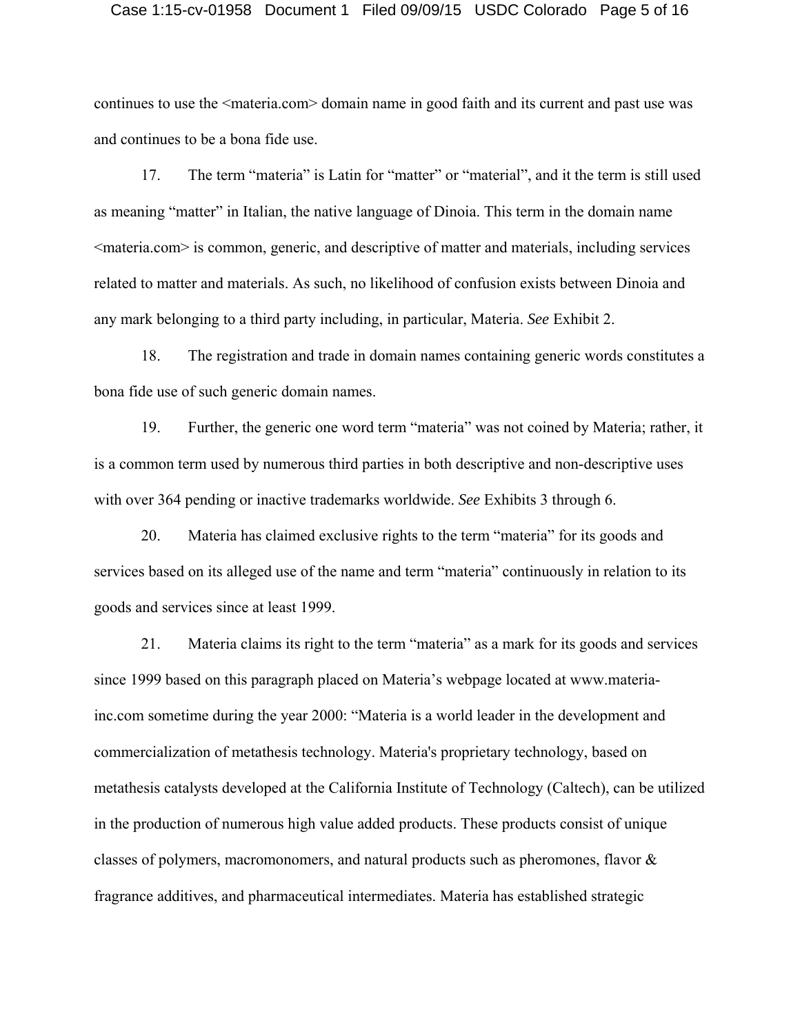continues to use the <materia.com> domain name in good faith and its current and past use was and continues to be a bona fide use.

17. The term "materia" is Latin for "matter" or "material", and it the term is still used as meaning "matter" in Italian, the native language of Dinoia. This term in the domain name <materia.com> is common, generic, and descriptive of matter and materials, including services related to matter and materials. As such, no likelihood of confusion exists between Dinoia and any mark belonging to a third party including, in particular, Materia. *See* Exhibit 2.

18. The registration and trade in domain names containing generic words constitutes a bona fide use of such generic domain names.

19. Further, the generic one word term "materia" was not coined by Materia; rather, it is a common term used by numerous third parties in both descriptive and non-descriptive uses with over 364 pending or inactive trademarks worldwide. *See* Exhibits 3 through 6.

20. Materia has claimed exclusive rights to the term "materia" for its goods and services based on its alleged use of the name and term "materia" continuously in relation to its goods and services since at least 1999.

21. Materia claims its right to the term "materia" as a mark for its goods and services since 1999 based on this paragraph placed on Materia's webpage located at www.materia-inc.com sometime during the year 2000: "Materia is a world leader in the development and commercialization of metathesis technology. Materia's proprietary technology, based on metathesis catalysts developed at the California Institute of Technology (Caltech), can be utilized in the production of numerous high value added products. These products consist of unique classes of polymers, macromonomers, and natural products such as pheromones, flavor & fragrance additives, and pharmaceutical intermediates. Materia has established strategic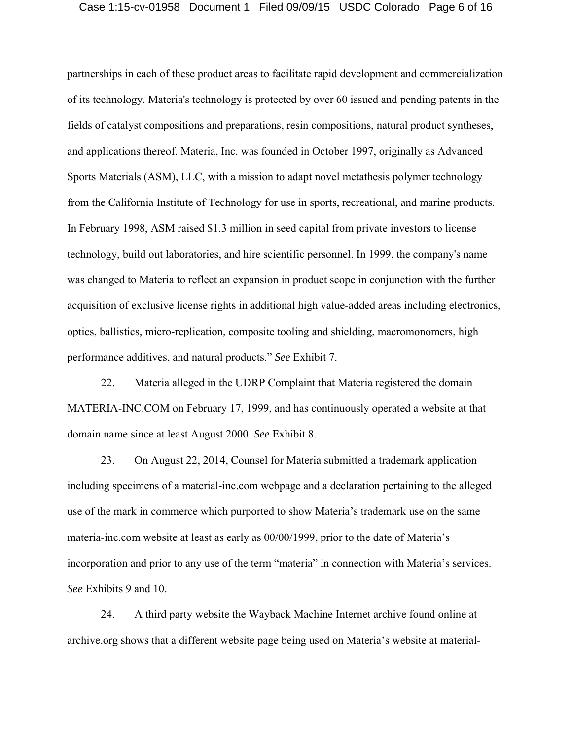partnerships in each of these product areas to facilitate rapid development and commercialization of its technology. Materia's technology is protected by over 60 issued and pending patents in the fields of catalyst compositions and preparations, resin compositions, natural product syntheses, and applications thereof. Materia, Inc. was founded in October 1997, originally as Advanced Sports Materials (ASM), LLC, with a mission to adapt novel metathesis polymer technology from the California Institute of Technology for use in sports, recreational, and marine products. In February 1998, ASM raised $1.3 million in seed capital from private investors to license technology, build out laboratories, and hire scientific personnel. In 1999, the company's name was changed to Materia to reflect an expansion in product scope in conjunction with the further acquisition of exclusive license rights in additional high value-added areas including electronics, optics, ballistics, micro-replication, composite tooling and shielding, macromonomers, high performance additives, and natural products." *See* Exhibit 7.

22. Materia alleged in the UDRP Complaint that Materia registered the domain MATERIA-INC.COM on February 17, 1999, and has continuously operated a website at that domain name since at least August 2000. *See* Exhibit 8.

23. On August 22, 2014, Counsel for Materia submitted a trademark application including specimens of a material-inc.com webpage and a declaration pertaining to the alleged use of the mark in commerce which purported to show Materia's trademark use on the same materia-inc.com website at least as early as 00/00/1999, prior to the date of Materia's incorporation and prior to any use of the term "materia" in connection with Materia's services. *See* Exhibits 9 and 10.

24. A third party website the Wayback Machine Internet archive found online at archive.org shows that a different website page being used on Materia's website at material-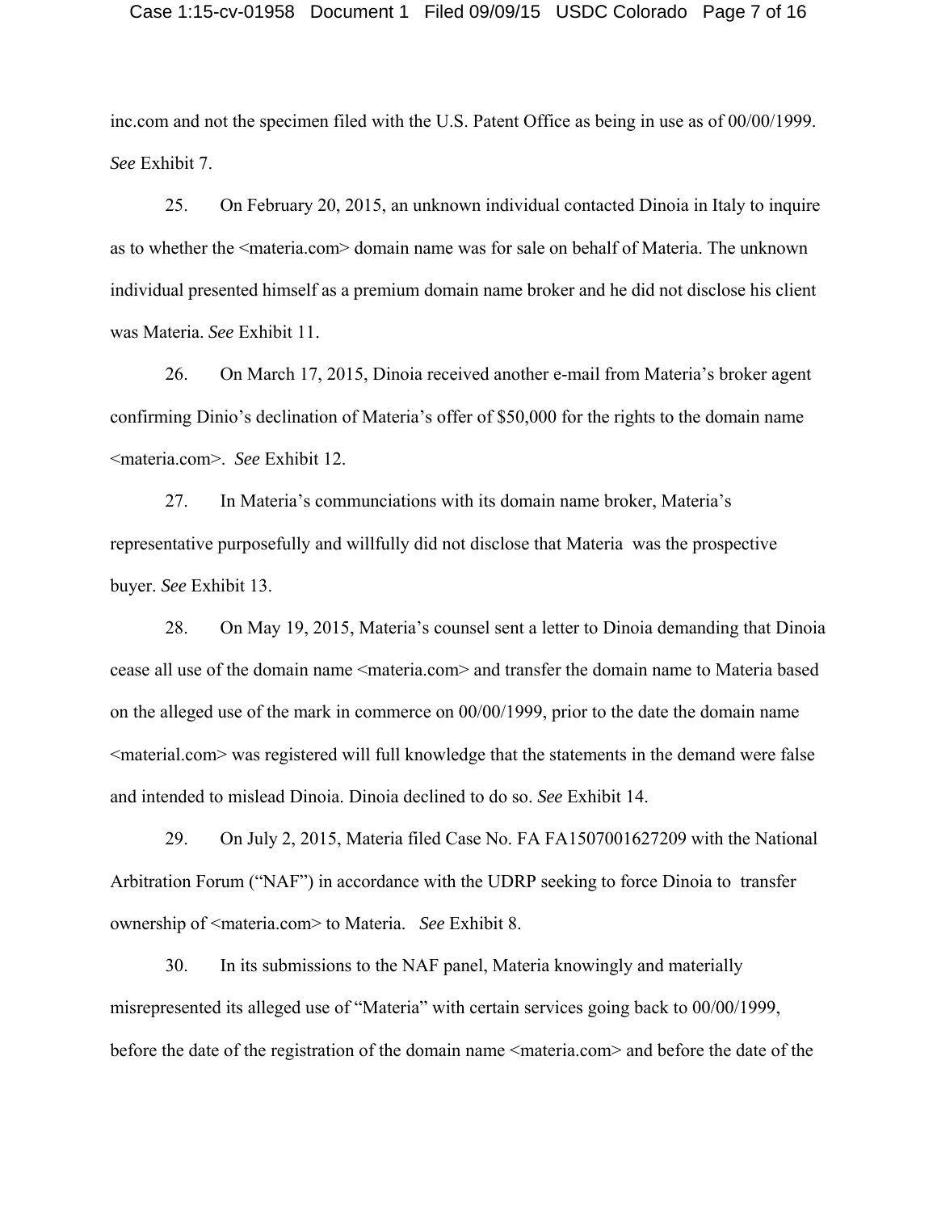inc.com and not the specimen filed with the U.S. Patent Office as being in use as of 00/00/1999. *See* Exhibit 7.

25. On February 20, 2015, an unknown individual contacted Dinoia in Italy to inquire as to whether the <materia.com> domain name was for sale on behalf of Materia. The unknown individual presented himself as a premium domain name broker and he did not disclose his client was Materia. *See* Exhibit 11.

26. On March 17, 2015, Dinoia received another e-mail from Materia's broker agent confirming Dinio's declination of Materia's offer of $50,000 for the rights to the domain name <materia.com>. *See* Exhibit 12.

27. In Materia's communciations with its domain name broker, Materia's representative purposefully and willfully did not disclose that Materia was the prospective buyer. *See* Exhibit 13.

28. On May 19, 2015, Materia's counsel sent a letter to Dinoia demanding that Dinoia cease all use of the domain name <materia.com> and transfer the domain name to Materia based on the alleged use of the mark in commerce on 00/00/1999, prior to the date the domain name <material.com> was registered will full knowledge that the statements in the demand were false and intended to mislead Dinoia. Dinoia declined to do so. *See* Exhibit 14.

29. On July 2, 2015, Materia filed Case No. FA FA1507001627209 with the National Arbitration Forum ("NAF") in accordance with the UDRP seeking to force Dinoia to transfer ownership of <materia.com> to Materia. *See* Exhibit 8.

30. In its submissions to the NAF panel, Materia knowingly and materially misrepresented its alleged use of "Materia" with certain services going back to 00/00/1999, before the date of the registration of the domain name <materia.com> and before the date of the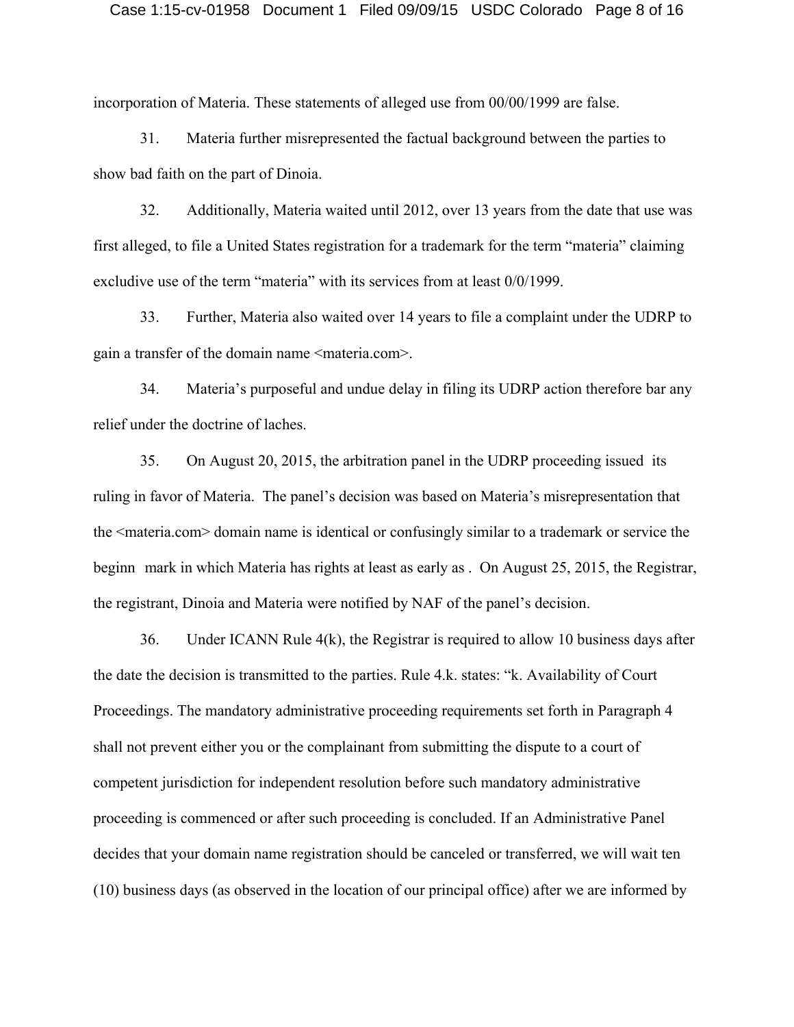incorporation of Materia. These statements of alleged use from 00/00/1999 are false.

31. Materia further misrepresented the factual background between the parties to show bad faith on the part of Dinoia.

32. Additionally, Materia waited until 2012, over 13 years from the date that use was first alleged, to file a United States registration for a trademark for the term "materia" claiming excludive use of the term "materia" with its services from at least 0/0/1999.

33. Further, Materia also waited over 14 years to file a complaint under the UDRP to gain a transfer of the domain name <materia.com>.

34. Materia's purposeful and undue delay in filing its UDRP action therefore bar any relief under the doctrine of laches.

35. On August 20, 2015, the arbitration panel in the UDRP proceeding issued its ruling in favor of Materia. The panel's decision was based on Materia's misrepresentation that the <materia.com> domain name is identical or confusingly similar to a trademark or service the beginn mark in which Materia has rights at least as early as . On August 25, 2015, the Registrar, the registrant, Dinoia and Materia were notified by NAF of the panel's decision.

36. Under ICANN Rule 4(k), the Registrar is required to allow 10 business days after the date the decision is transmitted to the parties. Rule 4.k. states: "k. Availability of Court Proceedings. The mandatory administrative proceeding requirements set forth in Paragraph 4 shall not prevent either you or the complainant from submitting the dispute to a court of competent jurisdiction for independent resolution before such mandatory administrative proceeding is commenced or after such proceeding is concluded. If an Administrative Panel decides that your domain name registration should be canceled or transferred, we will wait ten (10) business days (as observed in the location of our principal office) after we are informed by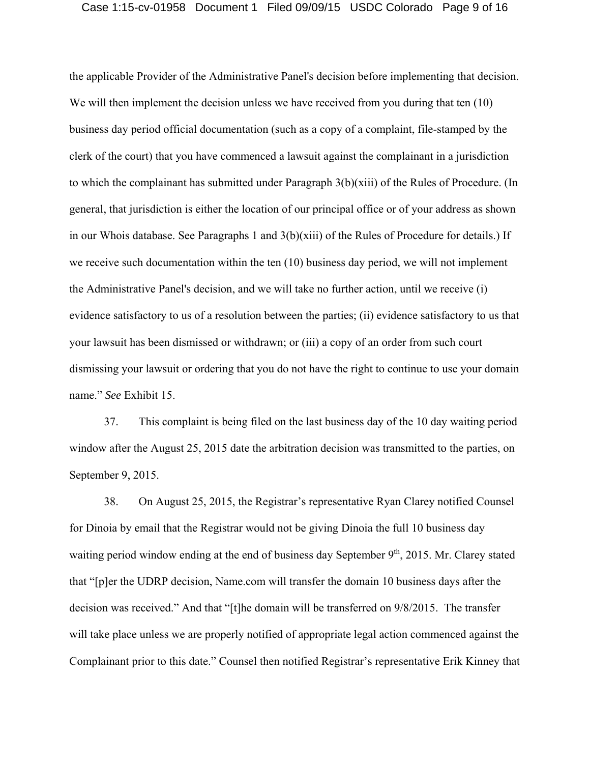the applicable Provider of the Administrative Panel's decision before implementing that decision. We will then implement the decision unless we have received from you during that ten (10) business day period official documentation (such as a copy of a complaint, file-stamped by the clerk of the court) that you have commenced a lawsuit against the complainant in a jurisdiction to which the complainant has submitted under Paragraph 3(b)(xiii) of the Rules of Procedure. (In general, that jurisdiction is either the location of our principal office or of your address as shown in our Whois database. See Paragraphs 1 and 3(b)(xiii) of the Rules of Procedure for details.) If we receive such documentation within the ten (10) business day period, we will not implement the Administrative Panel's decision, and we will take no further action, until we receive (i) evidence satisfactory to us of a resolution between the parties; (ii) evidence satisfactory to us that your lawsuit has been dismissed or withdrawn; or (iii) a copy of an order from such court dismissing your lawsuit or ordering that you do not have the right to continue to use your domain name." *See* Exhibit 15.

37. This complaint is being filed on the last business day of the 10 day waiting period window after the August 25, 2015 date the arbitration decision was transmitted to the parties, on September 9, 2015.

38. On August 25, 2015, the Registrar's representative Ryan Clarey notified Counsel for Dinoia by email that the Registrar would not be giving Dinoia the full 10 business day waiting period window ending at the end of business day September 9th, 2015. Mr. Clarey stated that "[p]er the UDRP decision, Name.com will transfer the domain 10 business days after the decision was received." And that "[t]he domain will be transferred on 9/8/2015. The transfer will take place unless we are properly notified of appropriate legal action commenced against the Complainant prior to this date." Counsel then notified Registrar's representative Erik Kinney that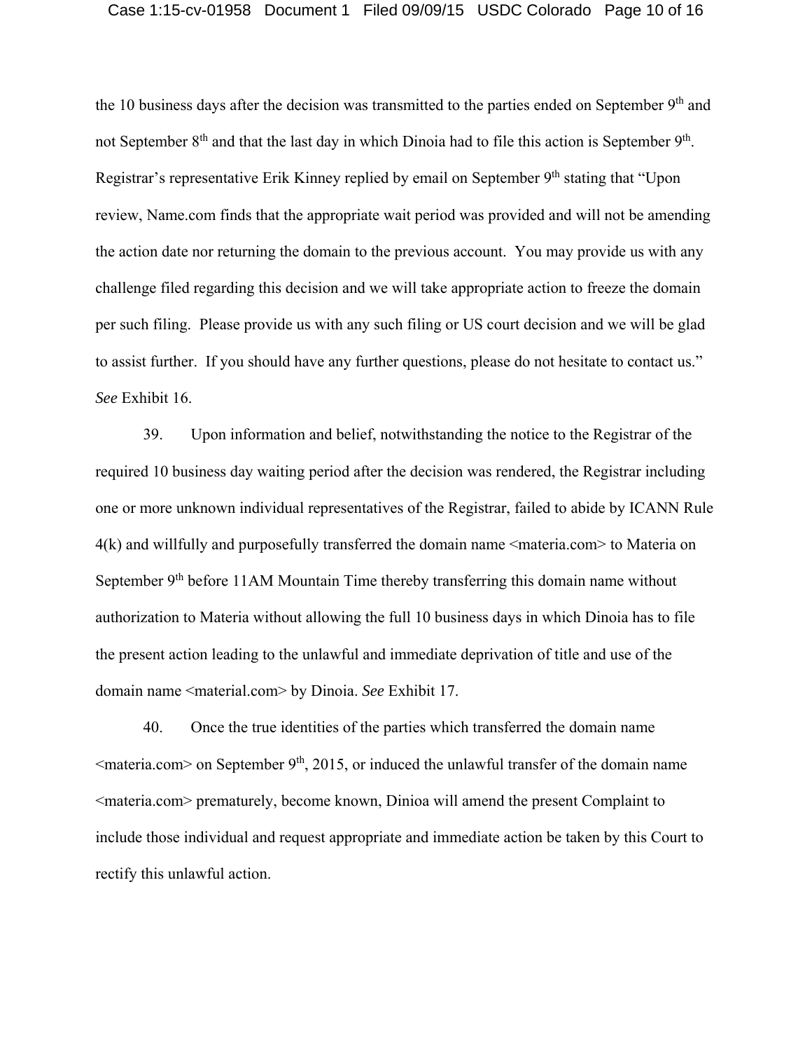the 10 business days after the decision was transmitted to the parties ended on September 9th and not September 8th and that the last day in which Dinoia had to file this action is September 9th. Registrar's representative Erik Kinney replied by email on September 9th stating that "Upon review, Name.com finds that the appropriate wait period was provided and will not be amending the action date nor returning the domain to the previous account. You may provide us with any challenge filed regarding this decision and we will take appropriate action to freeze the domain per such filing. Please provide us with any such filing or US court decision and we will be glad to assist further. If you should have any further questions, please do not hesitate to contact us." *See* Exhibit 16.

39. Upon information and belief, notwithstanding the notice to the Registrar of the required 10 business day waiting period after the decision was rendered, the Registrar including one or more unknown individual representatives of the Registrar, failed to abide by ICANN Rule 4(k) and willfully and purposefully transferred the domain name <materia.com> to Materia on September 9th before 11AM Mountain Time thereby transferring this domain name without authorization to Materia without allowing the full 10 business days in which Dinoia has to file the present action leading to the unlawful and immediate deprivation of title and use of the domain name <material.com> by Dinoia. *See* Exhibit 17.

40. Once the true identities of the parties which transferred the domain name <materia.com> on September 9th, 2015, or induced the unlawful transfer of the domain name <materia.com> prematurely, become known, Dinioa will amend the present Complaint to include those individual and request appropriate and immediate action be taken by this Court to rectify this unlawful action.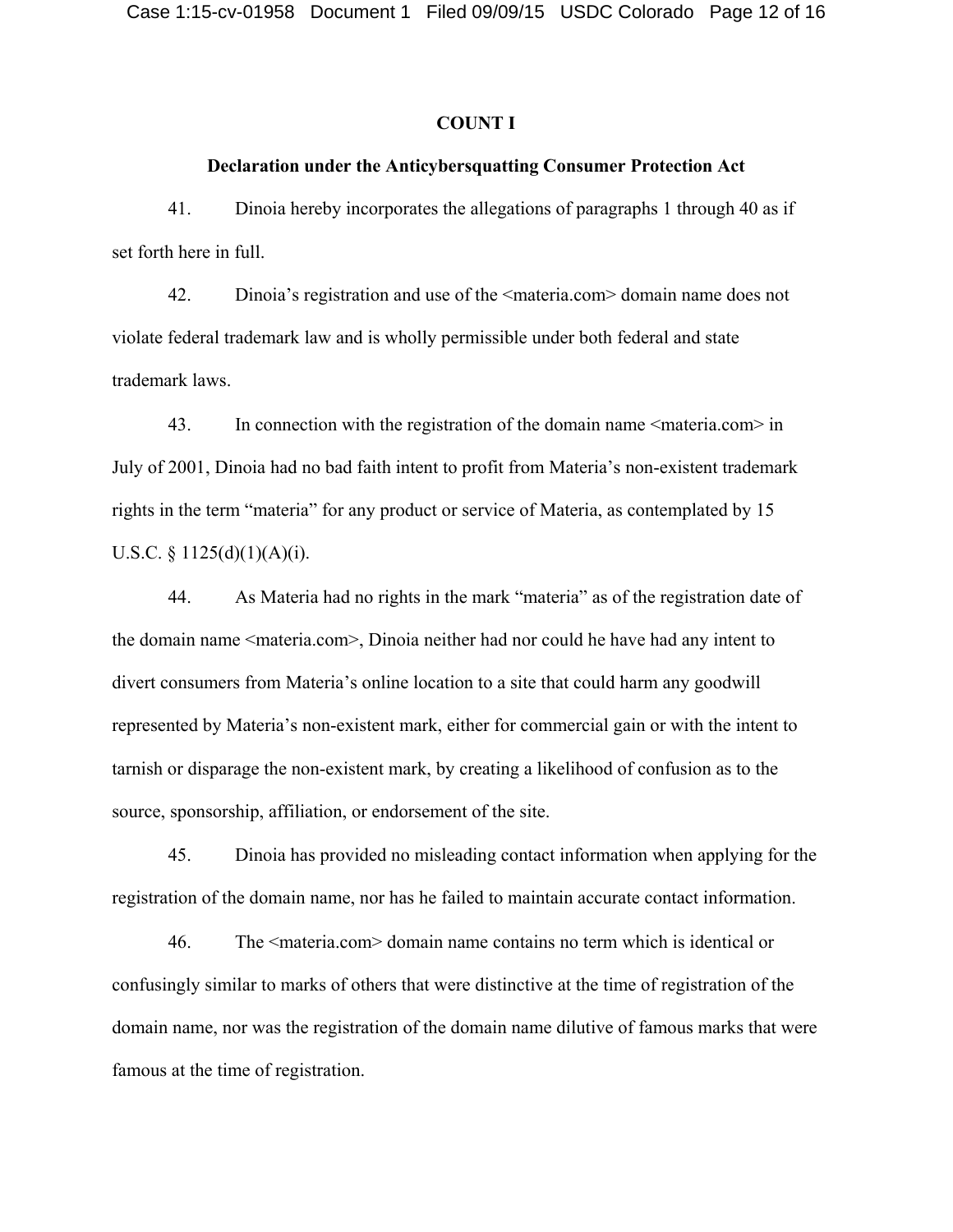## COUNT I

### Declaration under the Anticybersquatting Consumer Protection Act

41. Dinoia hereby incorporates the allegations of paragraphs 1 through 40 as if set forth here in full.

42. Dinoia's registration and use of the <materia.com> domain name does not violate federal trademark law and is wholly permissible under both federal and state trademark laws.

43. In connection with the registration of the domain name <materia.com> in July of 2001, Dinoia had no bad faith intent to profit from Materia's non-existent trademark rights in the term "materia" for any product or service of Materia, as contemplated by 15 U.S.C. § 1125(d)(1)(A)(i).

44. As Materia had no rights in the mark "materia" as of the registration date of the domain name <materia.com>, Dinoia neither had nor could he have had any intent to divert consumers from Materia's online location to a site that could harm any goodwill represented by Materia's non-existent mark, either for commercial gain or with the intent to tarnish or disparage the non-existent mark, by creating a likelihood of confusion as to the source, sponsorship, affiliation, or endorsement of the site.

45. Dinoia has provided no misleading contact information when applying for the registration of the domain name, nor has he failed to maintain accurate contact information.

46. The <materia.com> domain name contains no term which is identical or confusingly similar to marks of others that were distinctive at the time of registration of the domain name, nor was the registration of the domain name dilutive of famous marks that were famous at the time of registration.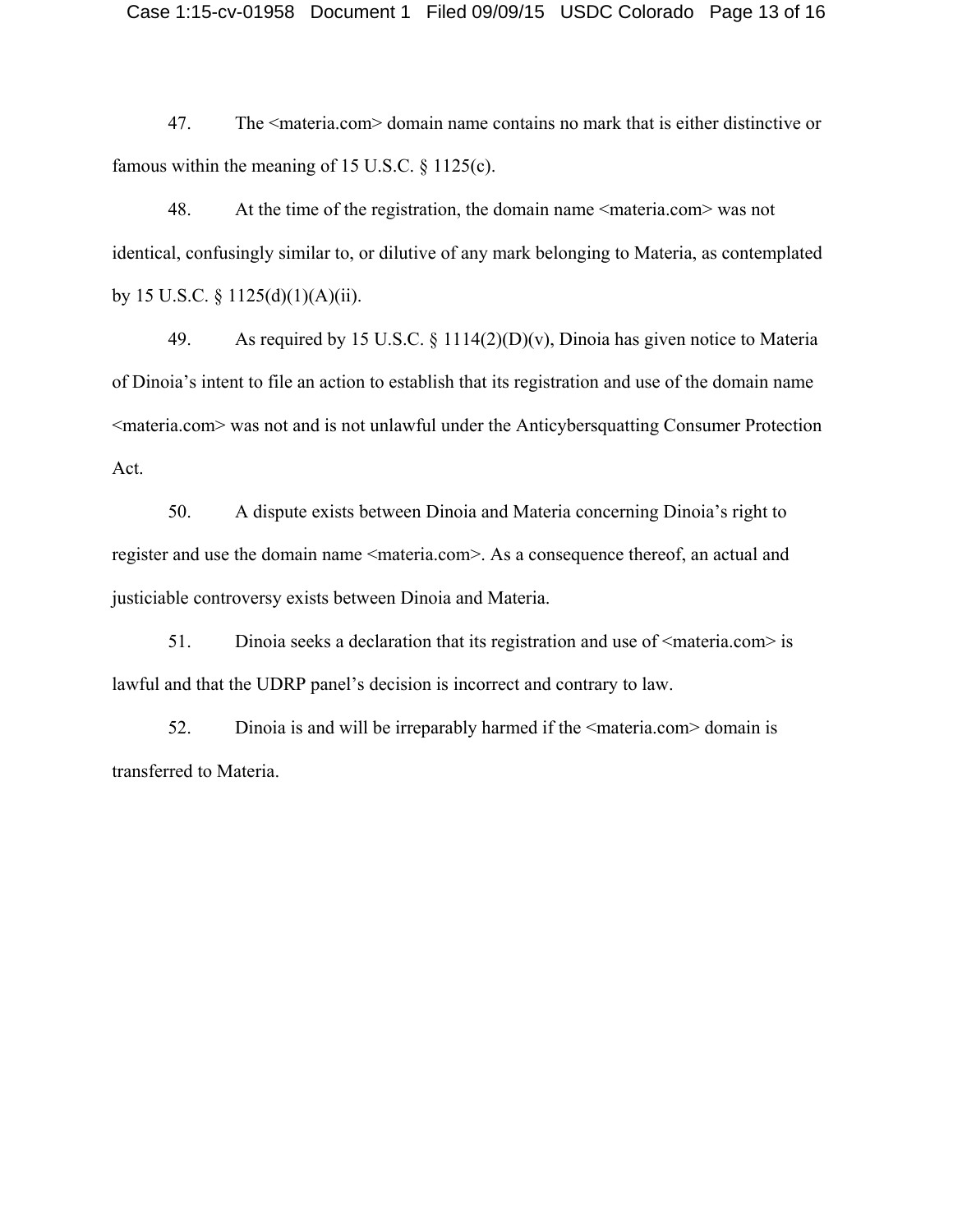47. The <materia.com> domain name contains no mark that is either distinctive or famous within the meaning of 15 U.S.C. § 1125(c).

48. At the time of the registration, the domain name <materia.com> was not identical, confusingly similar to, or dilutive of any mark belonging to Materia, as contemplated by 15 U.S.C. § 1125(d)(1)(A)(ii).

49. As required by 15 U.S.C. § 1114(2)(D)(v), Dinoia has given notice to Materia of Dinoia's intent to file an action to establish that its registration and use of the domain name <materia.com> was not and is not unlawful under the Anticybersquatting Consumer Protection Act.

50. A dispute exists between Dinoia and Materia concerning Dinoia's right to register and use the domain name <materia.com>. As a consequence thereof, an actual and justiciable controversy exists between Dinoia and Materia.

51. Dinoia seeks a declaration that its registration and use of <materia.com> is lawful and that the UDRP panel's decision is incorrect and contrary to law.

52. Dinoia is and will be irreparably harmed if the <materia.com> domain is transferred to Materia.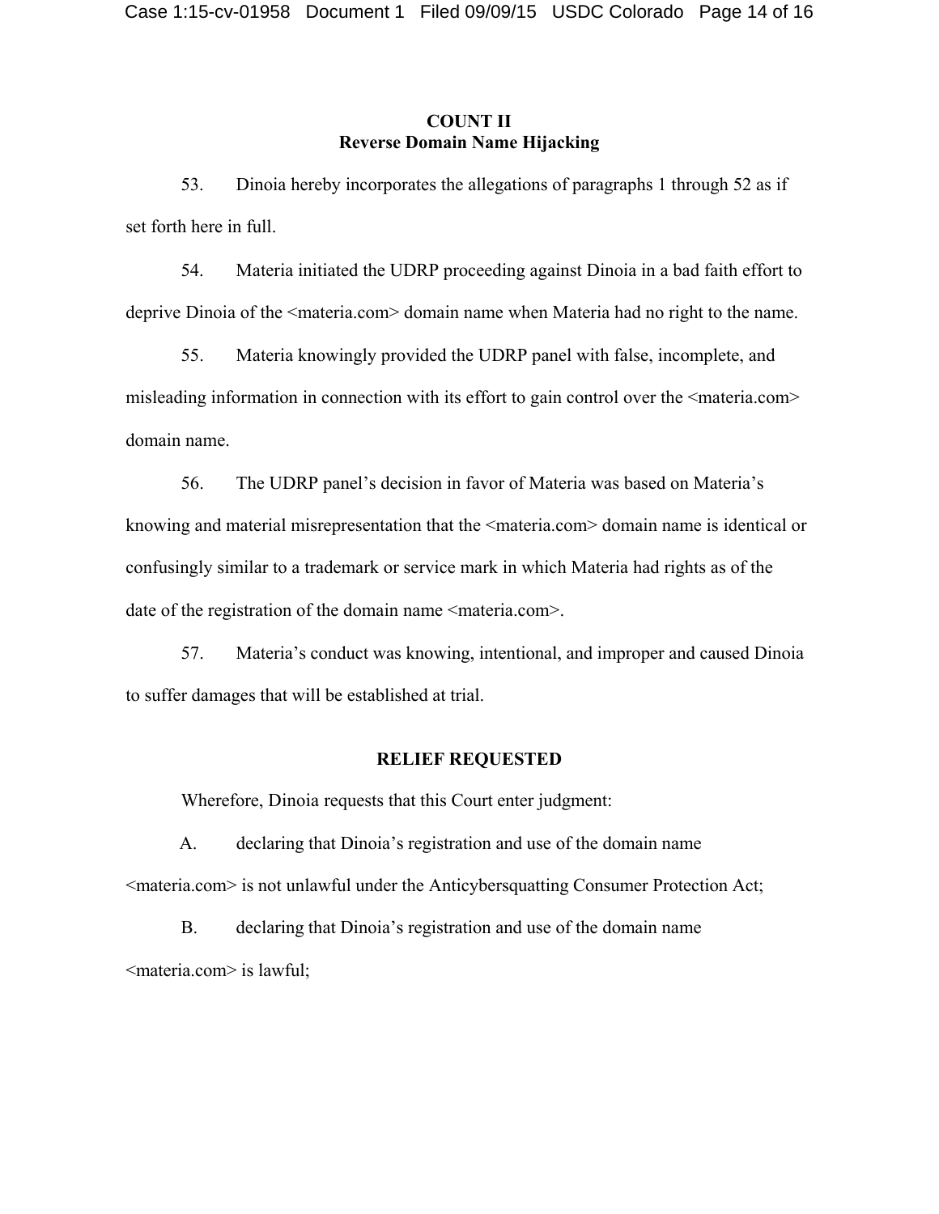## COUNT II
## Reverse Domain Name Hijacking

53. Dinoia hereby incorporates the allegations of paragraphs 1 through 52 as if set forth here in full.

54. Materia initiated the UDRP proceeding against Dinoia in a bad faith effort to deprive Dinoia of the <materia.com> domain name when Materia had no right to the name.

55. Materia knowingly provided the UDRP panel with false, incomplete, and misleading information in connection with its effort to gain control over the <materia.com> domain name.

56. The UDRP panel's decision in favor of Materia was based on Materia's knowing and material misrepresentation that the <materia.com> domain name is identical or confusingly similar to a trademark or service mark in which Materia had rights as of the date of the registration of the domain name <materia.com>.

57. Materia's conduct was knowing, intentional, and improper and caused Dinoia to suffer damages that will be established at trial.

## RELIEF REQUESTED

Wherefore, Dinoia requests that this Court enter judgment:

A. declaring that Dinoia's registration and use of the domain name <materia.com> is not unlawful under the Anticybersquatting Consumer Protection Act;

B. declaring that Dinoia's registration and use of the domain name <materia.com> is lawful;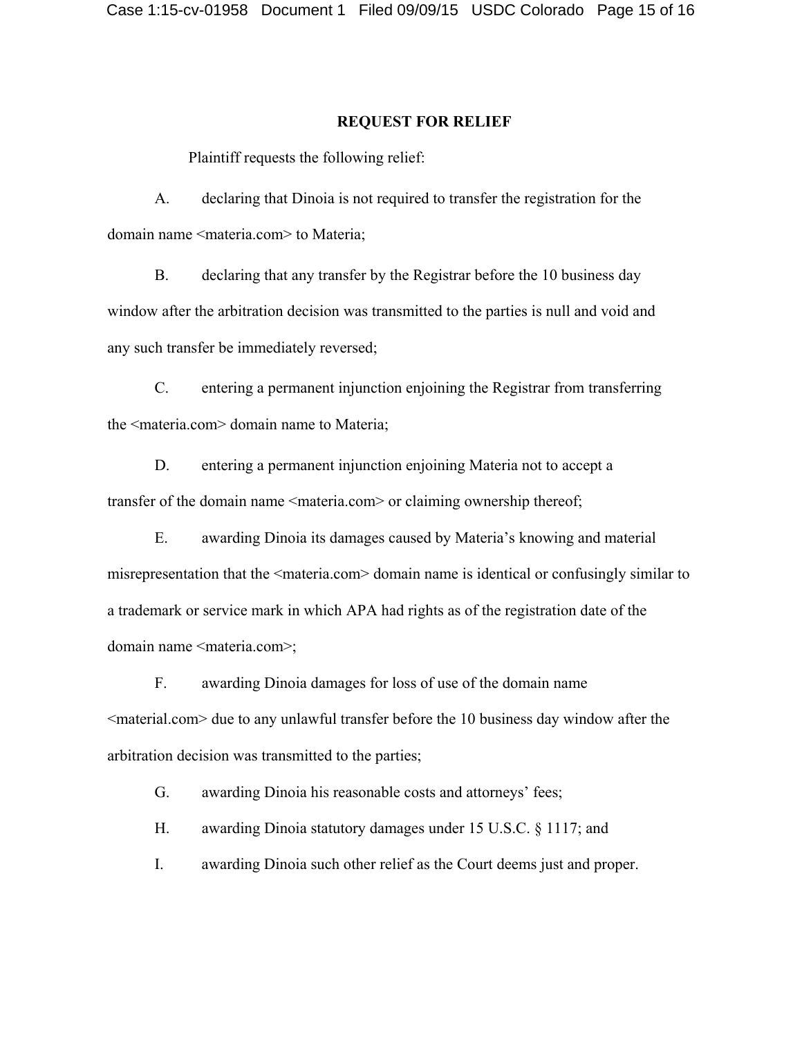## REQUEST FOR RELIEF

Plaintiff requests the following relief:

A. declaring that Dinoia is not required to transfer the registration for the domain name <materia.com> to Materia;

B. declaring that any transfer by the Registrar before the 10 business day window after the arbitration decision was transmitted to the parties is null and void and any such transfer be immediately reversed;

C. entering a permanent injunction enjoining the Registrar from transferring the <materia.com> domain name to Materia;

D. entering a permanent injunction enjoining Materia not to accept a transfer of the domain name <materia.com> or claiming ownership thereof;

E. awarding Dinoia its damages caused by Materia's knowing and material misrepresentation that the <materia.com> domain name is identical or confusingly similar to a trademark or service mark in which APA had rights as of the registration date of the domain name <materia.com>;

F. awarding Dinoia damages for loss of use of the domain name <material.com> due to any unlawful transfer before the 10 business day window after the arbitration decision was transmitted to the parties;

G. awarding Dinoia his reasonable costs and attorneys' fees;

H. awarding Dinoia statutory damages under 15 U.S.C. § 1117; and

I. awarding Dinoia such other relief as the Court deems just and proper.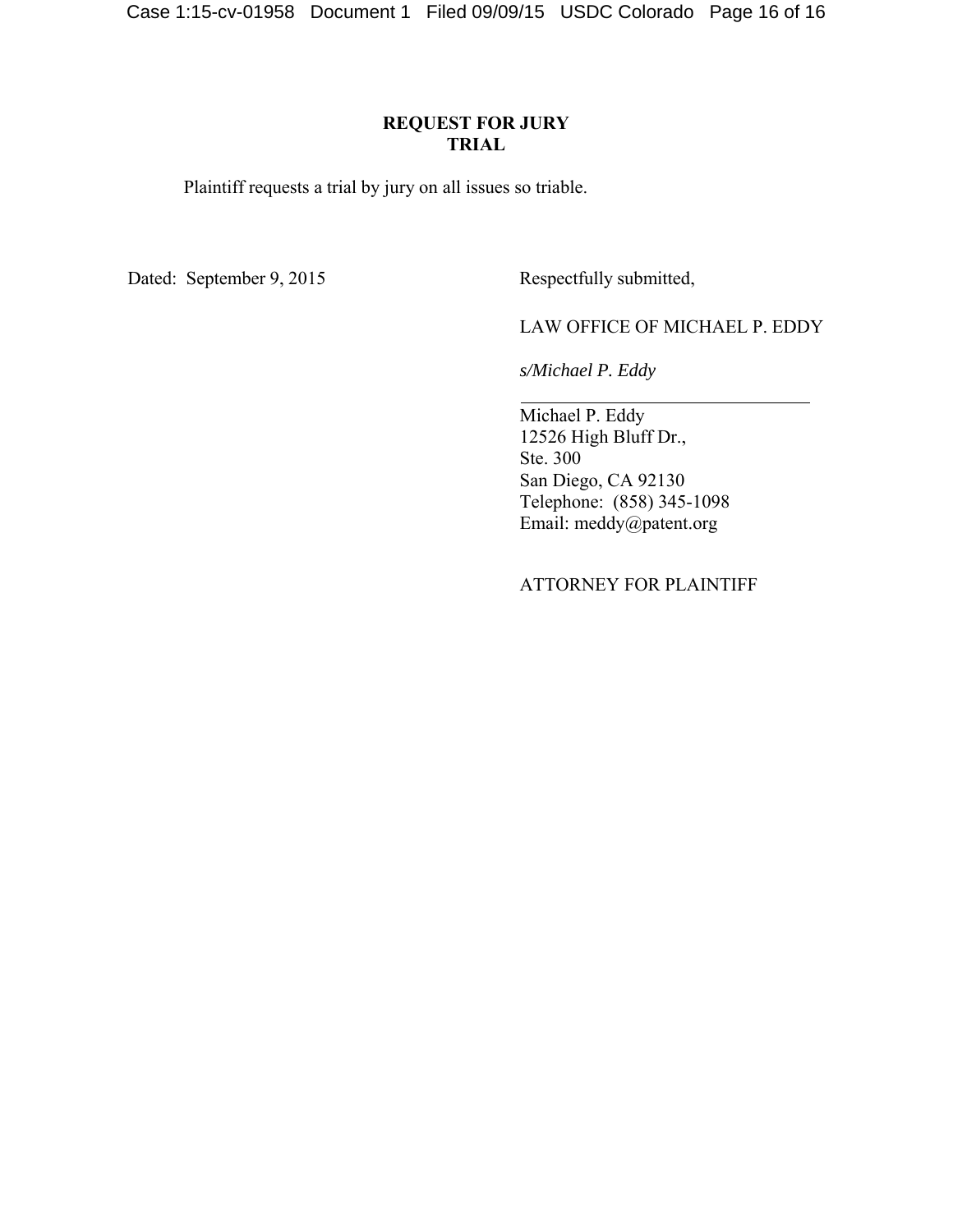## REQUEST FOR JURY TRIAL

Plaintiff requests a trial by jury on all issues so triable.

Dated: September 9, 2015

Respectfully submitted,

LAW OFFICE OF MICHAEL P. EDDY

*s/Michael P. Eddy*

Michael P. Eddy
12526 High Bluff Dr.,
Ste. 300
San Diego, CA 92130
Telephone: (858) 345-1098
Email: meddy@patent.org

ATTORNEY FOR PLAINTIFF